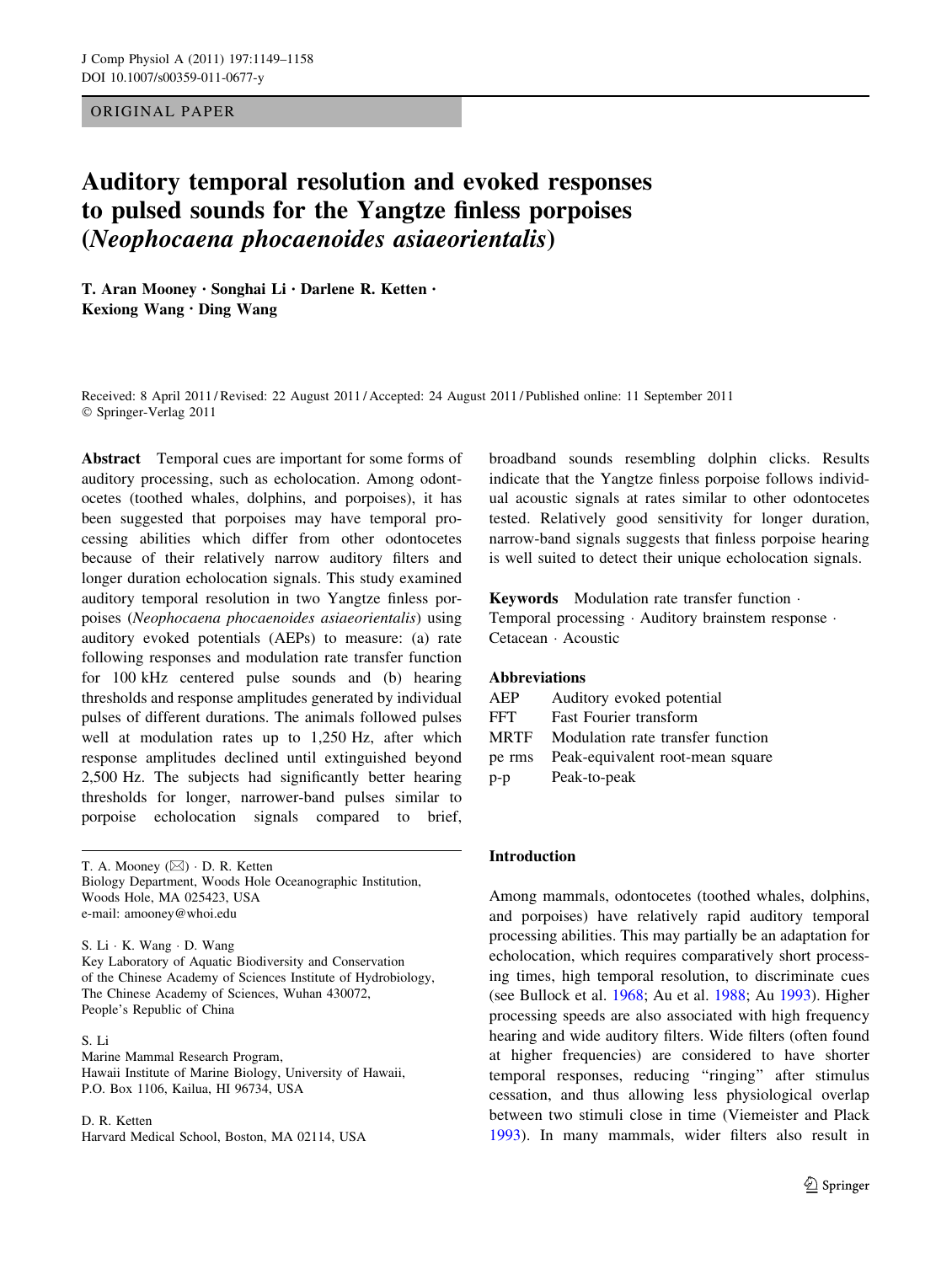ORIGINAL PAPER

# Auditory temporal resolution and evoked responses to pulsed sounds for the Yangtze finless porpoises (*Neophocaena phocaenoides asiaeorientalis*)

T. Aran Mooney · Songhai Li · Darlene R. Ketten · Kexiong Wang · Ding Wang

Received: 8 April 2011 / Revised: 22 August 2011 / Accepted: 24 August 2011 / Published online: 11 September 2011
© Springer-Verlag 2011

**Abstract** Temporal cues are important for some forms of auditory processing, such as echolocation. Among odontocetes (toothed whales, dolphins, and porpoises), it has been suggested that porpoises may have temporal processing abilities which differ from other odontocetes because of their relatively narrow auditory filters and longer duration echolocation signals. This study examined auditory temporal resolution in two Yangtze finless porpoises (*Neophocaena phocaenoides asiaeorientalis*) using auditory evoked potentials (AEPs) to measure: (a) rate following responses and modulation rate transfer function for 100 kHz centered pulse sounds and (b) hearing thresholds and response amplitudes generated by individual pulses of different durations. The animals followed pulses well at modulation rates up to 1,250 Hz, after which response amplitudes declined until extinguished beyond 2,500 Hz. The subjects had significantly better hearing thresholds for longer, narrower-band pulses similar to porpoise echolocation signals compared to brief, broadband sounds resembling dolphin clicks. Results indicate that the Yangtze finless porpoise follows individual acoustic signals at rates similar to other odontocetes tested. Relatively good sensitivity for longer duration, narrow-band signals suggests that finless porpoise hearing is well suited to detect their unique echolocation signals.

**Keywords** Modulation rate transfer function · Temporal processing · Auditory brainstem response · Cetacean · Acoustic

**Abbreviations**

| | |
|---|---|
| AEP | Auditory evoked potential |
| FFT | Fast Fourier transform |
| MRTF | Modulation rate transfer function |
| pe rms | Peak-equivalent root-mean square |
| p-p | Peak-to-peak |

T. A. Mooney (✉) · D. R. Ketten
Biology Department, Woods Hole Oceanographic Institution, Woods Hole, MA 025423, USA
e-mail: amooney@whoi.edu

S. Li · K. Wang · D. Wang
Key Laboratory of Aquatic Biodiversity and Conservation of the Chinese Academy of Sciences Institute of Hydrobiology, The Chinese Academy of Sciences, Wuhan 430072, People's Republic of China

S. Li
Marine Mammal Research Program, Hawaii Institute of Marine Biology, University of Hawaii, P.O. Box 1106, Kailua, HI 96734, USA

D. R. Ketten
Harvard Medical School, Boston, MA 02114, USA

## Introduction

Among mammals, odontocetes (toothed whales, dolphins, and porpoises) have relatively rapid auditory temporal processing abilities. This may partially be an adaptation for echolocation, which requires comparatively short processing times, high temporal resolution, to discriminate cues (see Bullock et al. 1968; Au et al. 1988; Au 1993). Higher processing speeds are also associated with high frequency hearing and wide auditory filters. Wide filters (often found at higher frequencies) are considered to have shorter temporal responses, reducing "ringing" after stimulus cessation, and thus allowing less physiological overlap between two stimuli close in time (Viemeister and Plack 1993). In many mammals, wider filters also result in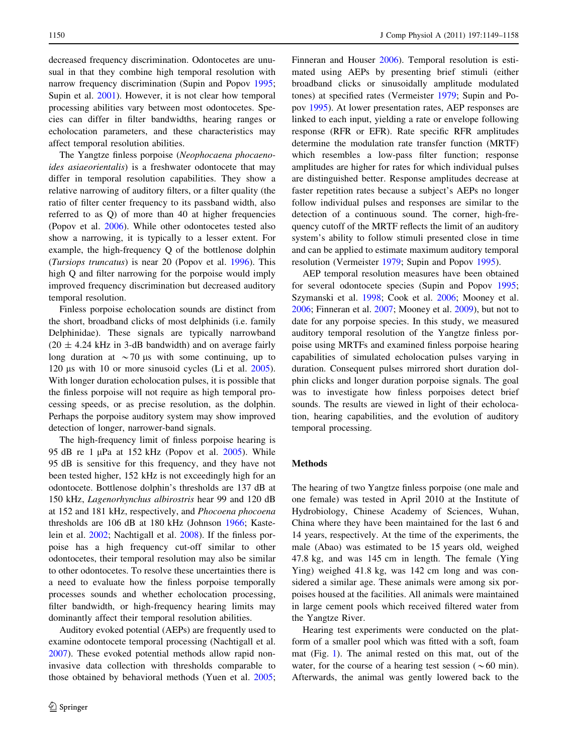decreased frequency discrimination. Odontocetes are unusual in that they combine high temporal resolution with narrow frequency discrimination (Supin and Popov 1995; Supin et al. 2001). However, it is not clear how temporal processing abilities vary between most odontocetes. Species can differ in filter bandwidths, hearing ranges or echolocation parameters, and these characteristics may affect temporal resolution abilities.

The Yangtze finless porpoise (*Neophocaena phocaenoides asiaeorientalis*) is a freshwater odontocete that may differ in temporal resolution capabilities. They show a relative narrowing of auditory filters, or a filter quality (the ratio of filter center frequency to its passband width, also referred to as Q) of more than 40 at higher frequencies (Popov et al. 2006). While other odontocetes tested also show a narrowing, it is typically to a lesser extent. For example, the high-frequency Q of the bottlenose dolphin (*Tursiops truncatus*) is near 20 (Popov et al. 1996). This high Q and filter narrowing for the porpoise would imply improved frequency discrimination but decreased auditory temporal resolution.

Finless porpoise echolocation sounds are distinct from the short, broadband clicks of most delphinids (i.e. family Delphinidae). These signals are typically narrowband ($20 \pm 4.24$ kHz in 3-dB bandwidth) and on average fairly long duration at $\sim$70 μs with some continuing, up to 120 μs with 10 or more sinusoid cycles (Li et al. 2005). With longer duration echolocation pulses, it is possible that the finless porpoise will not require as high temporal processing speeds, or as precise resolution, as the dolphin. Perhaps the porpoise auditory system may show improved detection of longer, narrower-band signals.

The high-frequency limit of finless porpoise hearing is 95 dB re 1 μPa at 152 kHz (Popov et al. 2005). While 95 dB is sensitive for this frequency, and they have not been tested higher, 152 kHz is not exceedingly high for an odontocete. Bottlenose dolphin's thresholds are 137 dB at 150 kHz, *Lagenorhynchus albirostris* hear 99 and 120 dB at 152 and 181 kHz, respectively, and *Phocoena phocoena* thresholds are 106 dB at 180 kHz (Johnson 1966; Kastelein et al. 2002; Nachtigall et al. 2008). If the finless porpoise has a high frequency cut-off similar to other odontocetes, their temporal resolution may also be similar to other odontocetes. To resolve these uncertainties there is a need to evaluate how the finless porpoise temporally processes sounds and whether echolocation processing, filter bandwidth, or high-frequency hearing limits may dominantly affect their temporal resolution abilities.

Auditory evoked potential (AEPs) are frequently used to examine odontocete temporal processing (Nachtigall et al. 2007). These evoked potential methods allow rapid non-invasive data collection with thresholds comparable to those obtained by behavioral methods (Yuen et al. 2005; Finneran and Houser 2006). Temporal resolution is estimated using AEPs by presenting brief stimuli (either broadband clicks or sinusoidally amplitude modulated tones) at specified rates (Vermeister 1979; Supin and Popov 1995). At lower presentation rates, AEP responses are linked to each input, yielding a rate or envelope following response (RFR or EFR). Rate specific RFR amplitudes determine the modulation rate transfer function (MRTF) which resembles a low-pass filter function; response amplitudes are higher for rates for which individual pulses are distinguished better. Response amplitudes decrease at faster repetition rates because a subject's AEPs no longer follow individual pulses and responses are similar to the detection of a continuous sound. The corner, high-frequency cutoff of the MRTF reflects the limit of an auditory system's ability to follow stimuli presented close in time and can be applied to estimate maximum auditory temporal resolution (Vermeister 1979; Supin and Popov 1995).

AEP temporal resolution measures have been obtained for several odontocete species (Supin and Popov 1995; Szymanski et al. 1998; Cook et al. 2006; Mooney et al. 2006; Finneran et al. 2007; Mooney et al. 2009), but not to date for any porpoise species. In this study, we measured auditory temporal resolution of the Yangtze finless porpoise using MRTFs and examined finless porpoise hearing capabilities of simulated echolocation pulses varying in duration. Consequent pulses mirrored short duration dolphin clicks and longer duration porpoise signals. The goal was to investigate how finless porpoises detect brief sounds. The results are viewed in light of their echolocation, hearing capabilities, and the evolution of auditory temporal processing.

## Methods

The hearing of two Yangtze finless porpoise (one male and one female) was tested in April 2010 at the Institute of Hydrobiology, Chinese Academy of Sciences, Wuhan, China where they have been maintained for the last 6 and 14 years, respectively. At the time of the experiments, the male (Abao) was estimated to be 15 years old, weighed 47.8 kg, and was 145 cm in length. The female (Ying Ying) weighed 41.8 kg, was 142 cm long and was considered a similar age. These animals were among six porpoises housed at the facilities. All animals were maintained in large cement pools which received filtered water from the Yangtze River.

Hearing test experiments were conducted on the platform of a smaller pool which was fitted with a soft, foam mat (Fig. 1). The animal rested on this mat, out of the water, for the course of a hearing test session ($\sim$60 min). Afterwards, the animal was gently lowered back to the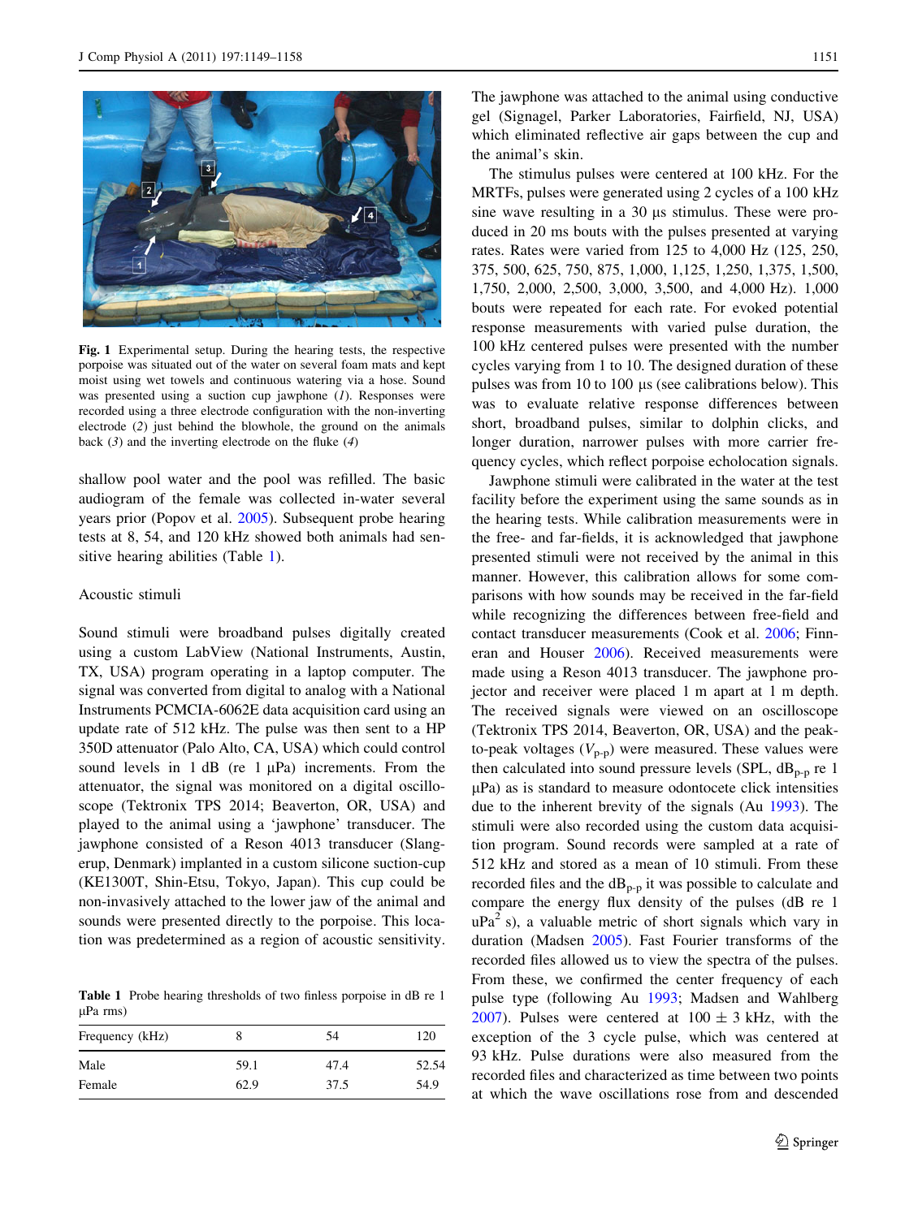Fig. 1 Experimental setup. During the hearing tests, the respective porpoise was situated out of the water on several foam mats and kept moist using wet towels and continuous watering via a hose. Sound was presented using a suction cup jawphone (*1*). Responses were recorded using a three electrode configuration with the non-inverting electrode (*2*) just behind the blowhole, the ground on the animals back (*3*) and the inverting electrode on the fluke (*4*)

shallow pool water and the pool was refilled. The basic audiogram of the female was collected in-water several years prior (Popov et al. 2005). Subsequent probe hearing tests at 8, 54, and 120 kHz showed both animals had sensitive hearing abilities (Table 1).

## Acoustic stimuli

Sound stimuli were broadband pulses digitally created using a custom LabView (National Instruments, Austin, TX, USA) program operating in a laptop computer. The signal was converted from digital to analog with a National Instruments PCMCIA-6062E data acquisition card using an update rate of 512 kHz. The pulse was then sent to a HP 350D attenuator (Palo Alto, CA, USA) which could control sound levels in 1 dB (re 1 μPa) increments. From the attenuator, the signal was monitored on a digital oscilloscope (Tektronix TPS 2014; Beaverton, OR, USA) and played to the animal using a 'jawphone' transducer. The jawphone consisted of a Reson 4013 transducer (Slangerup, Denmark) implanted in a custom silicone suction-cup (KE1300T, Shin-Etsu, Tokyo, Japan). This cup could be non-invasively attached to the lower jaw of the animal and sounds were presented directly to the porpoise. This location was predetermined as a region of acoustic sensitivity.

**Table 1** Probe hearing thresholds of two finless porpoise in dB re 1 μPa rms)

| Frequency (kHz) | 8 | 54 | 120 |
|---|---|---|---|
| Male | 59.1 | 47.4 | 52.54 |
| Female | 62.9 | 37.5 | 54.9 |

The jawphone was attached to the animal using conductive gel (Signagel, Parker Laboratories, Fairfield, NJ, USA) which eliminated reflective air gaps between the cup and the animal's skin.

The stimulus pulses were centered at 100 kHz. For the MRTFs, pulses were generated using 2 cycles of a 100 kHz sine wave resulting in a 30 μs stimulus. These were produced in 20 ms bouts with the pulses presented at varying rates. Rates were varied from 125 to 4,000 Hz (125, 250, 375, 500, 625, 750, 875, 1,000, 1,125, 1,250, 1,375, 1,500, 1,750, 2,000, 2,500, 3,000, 3,500, and 4,000 Hz). 1,000 bouts were repeated for each rate. For evoked potential response measurements with varied pulse duration, the 100 kHz centered pulses were presented with the number cycles varying from 1 to 10. The designed duration of these pulses was from 10 to 100 μs (see calibrations below). This was to evaluate relative response differences between short, broadband pulses, similar to dolphin clicks, and longer duration, narrower pulses with more carrier frequency cycles, which reflect porpoise echolocation signals.

Jawphone stimuli were calibrated in the water at the test facility before the experiment using the same sounds as in the hearing tests. While calibration measurements were in the free- and far-fields, it is acknowledged that jawphone presented stimuli were not received by the animal in this manner. However, this calibration allows for some comparisons with how sounds may be received in the far-field while recognizing the differences between free-field and contact transducer measurements (Cook et al. 2006; Finneran and Houser 2006). Received measurements were made using a Reson 4013 transducer. The jawphone projector and receiver were placed 1 m apart at 1 m depth. The received signals were viewed on an oscilloscope (Tektronix TPS 2014, Beaverton, OR, USA) and the peak-to-peak voltages ($V_{p\text{-}p}$) were measured. These values were then calculated into sound pressure levels (SPL, $\text{dB}_{p\text{-}p}$ re 1 μPa) as is standard to measure odontocete click intensities due to the inherent brevity of the signals (Au 1993). The stimuli were also recorded using the custom data acquisition program. Sound records were sampled at a rate of 512 kHz and stored as a mean of 10 stimuli. From these recorded files and the $\text{dB}_{p\text{-}p}$ it was possible to calculate and compare the energy flux density of the pulses (dB re 1 $\text{uPa}^2$ s), a valuable metric of short signals which vary in duration (Madsen 2005). Fast Fourier transforms of the recorded files allowed us to view the spectra of the pulses. From these, we confirmed the center frequency of each pulse type (following Au 1993; Madsen and Wahlberg 2007). Pulses were centered at 100 ± 3 kHz, with the exception of the 3 cycle pulse, which was centered at 93 kHz. Pulse durations were also measured from the recorded files and characterized as time between two points at which the wave oscillations rose from and descended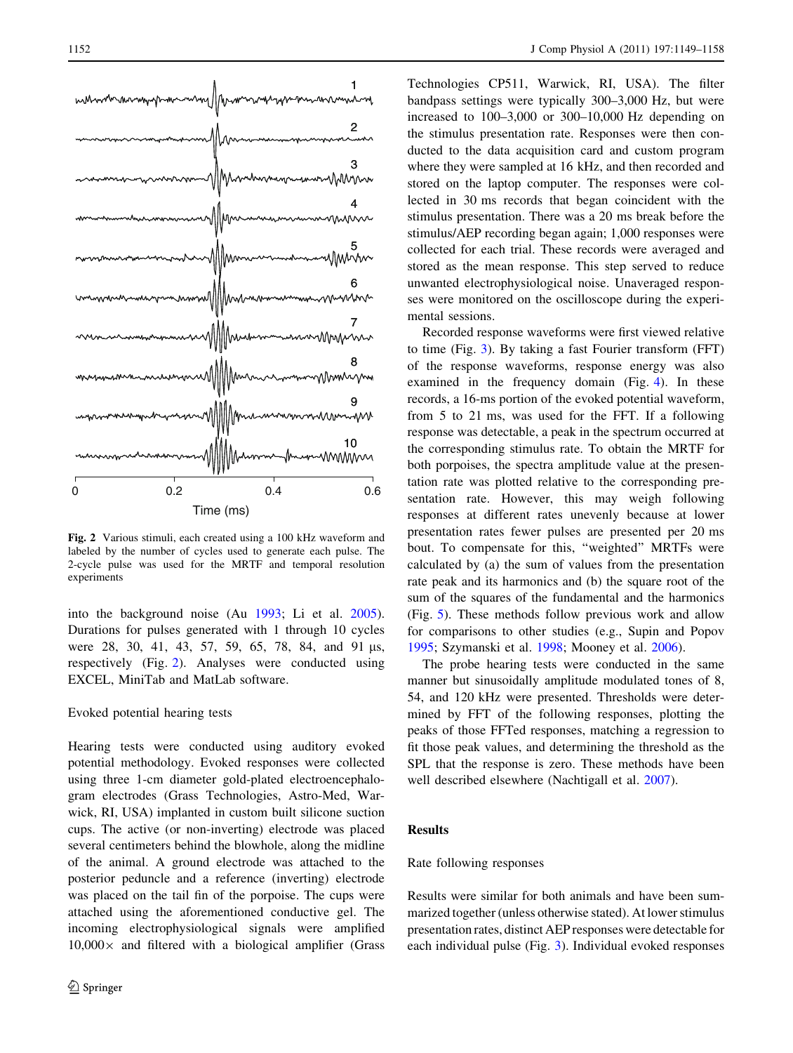Fig. 2 Various stimuli, each created using a 100 kHz waveform and labeled by the number of cycles used to generate each pulse. The 2-cycle pulse was used for the MRTF and temporal resolution experiments

into the background noise (Au 1993; Li et al. 2005). Durations for pulses generated with 1 through 10 cycles were 28, 30, 41, 43, 57, 59, 65, 78, 84, and 91 μs, respectively (Fig. 2). Analyses were conducted using EXCEL, MiniTab and MatLab software.

### Evoked potential hearing tests

Hearing tests were conducted using auditory evoked potential methodology. Evoked responses were collected using three 1-cm diameter gold-plated electroencephalogram electrodes (Grass Technologies, Astro-Med, Warwick, RI, USA) implanted in custom built silicone suction cups. The active (or non-inverting) electrode was placed several centimeters behind the blowhole, along the midline of the animal. A ground electrode was attached to the posterior peduncle and a reference (inverting) electrode was placed on the tail fin of the porpoise. The cups were attached using the aforementioned conductive gel. The incoming electrophysiological signals were amplified 10,000× and filtered with a biological amplifier (Grass Technologies CP511, Warwick, RI, USA). The filter bandpass settings were typically 300–3,000 Hz, but were increased to 100–3,000 or 300–10,000 Hz depending on the stimulus presentation rate. Responses were then conducted to the data acquisition card and custom program where they were sampled at 16 kHz, and then recorded and stored on the laptop computer. The responses were collected in 30 ms records that began coincident with the stimulus presentation. There was a 20 ms break before the stimulus/AEP recording began again; 1,000 responses were collected for each trial. These records were averaged and stored as the mean response. This step served to reduce unwanted electrophysiological noise. Unaveraged responses were monitored on the oscilloscope during the experimental sessions.

Recorded response waveforms were first viewed relative to time (Fig. 3). By taking a fast Fourier transform (FFT) of the response waveforms, response energy was also examined in the frequency domain (Fig. 4). In these records, a 16-ms portion of the evoked potential waveform, from 5 to 21 ms, was used for the FFT. If a following response was detectable, a peak in the spectrum occurred at the corresponding stimulus rate. To obtain the MRTF for both porpoises, the spectra amplitude value at the presentation rate was plotted relative to the corresponding presentation rate. However, this may weigh following responses at different rates unevenly because at lower presentation rates fewer pulses are presented per 20 ms bout. To compensate for this, "weighted" MRTFs were calculated by (a) the sum of values from the presentation rate peak and its harmonics and (b) the square root of the sum of the squares of the fundamental and the harmonics (Fig. 5). These methods follow previous work and allow for comparisons to other studies (e.g., Supin and Popov 1995; Szymanski et al. 1998; Mooney et al. 2006).

The probe hearing tests were conducted in the same manner but sinusoidally amplitude modulated tones of 8, 54, and 120 kHz were presented. Thresholds were determined by FFT of the following responses, plotting the peaks of those FFTed responses, matching a regression to fit those peak values, and determining the threshold as the SPL that the response is zero. These methods have been well described elsewhere (Nachtigall et al. 2007).

## Results

### Rate following responses

Results were similar for both animals and have been summarized together (unless otherwise stated). At lower stimulus presentation rates, distinct AEP responses were detectable for each individual pulse (Fig. 3). Individual evoked responses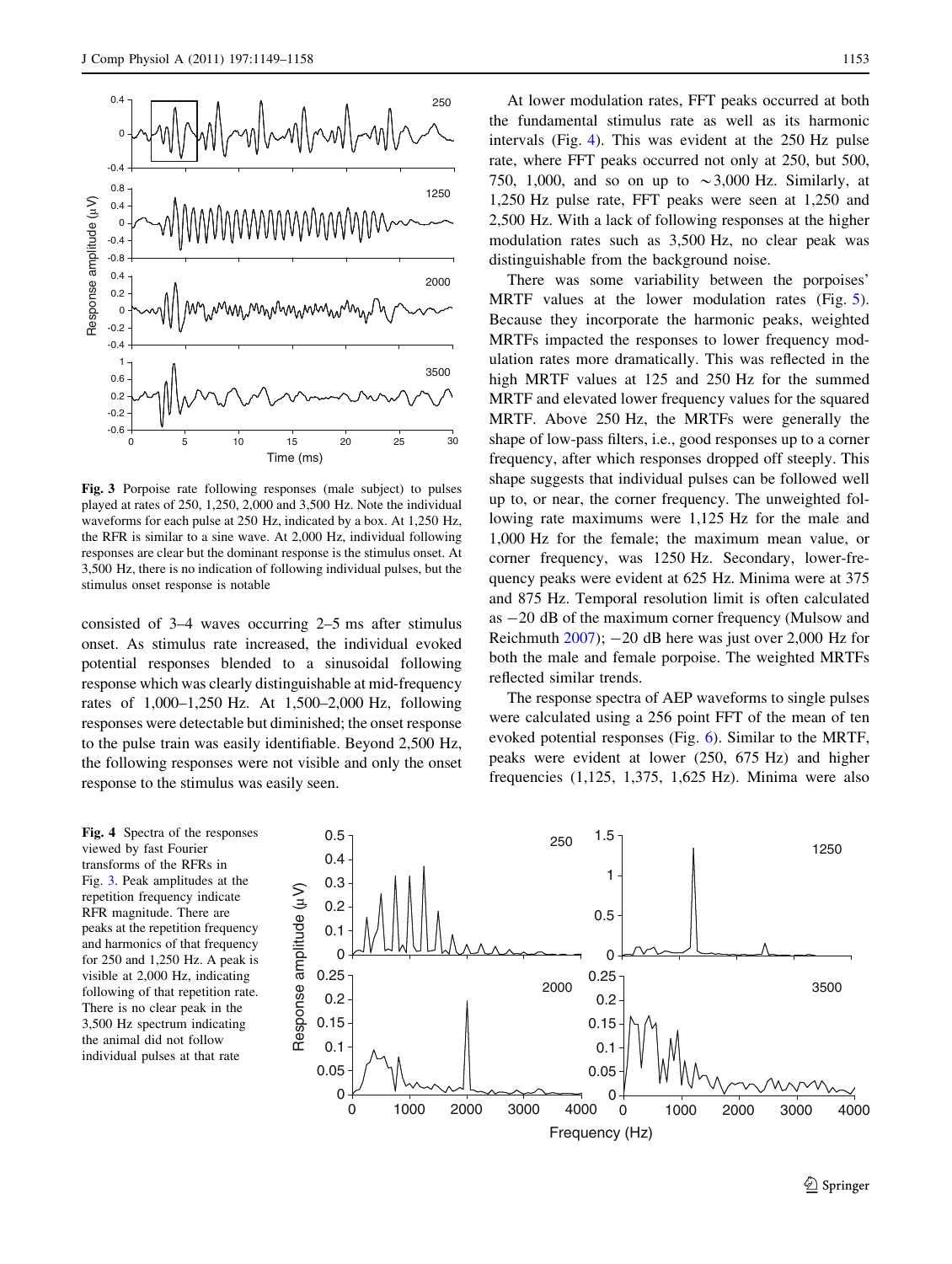Fig. 3 Porpoise rate following responses (male subject) to pulses played at rates of 250, 1,250, 2,000 and 3,500 Hz. Note the individual waveforms for each pulse at 250 Hz, indicated by a box. At 1,250 Hz, the RFR is similar to a sine wave. At 2,000 Hz, individual following responses are clear but the dominant response is the stimulus onset. At 3,500 Hz, there is no indication of following individual pulses, but the stimulus onset response is notable

consisted of 3–4 waves occurring 2–5 ms after stimulus onset. As stimulus rate increased, the individual evoked potential responses blended to a sinusoidal following response which was clearly distinguishable at mid-frequency rates of 1,000–1,250 Hz. At 1,500–2,000 Hz, following responses were detectable but diminished; the onset response to the pulse train was easily identifiable. Beyond 2,500 Hz, the following responses were not visible and only the onset response to the stimulus was easily seen.

At lower modulation rates, FFT peaks occurred at both the fundamental stimulus rate as well as its harmonic intervals (Fig. 4). This was evident at the 250 Hz pulse rate, where FFT peaks occurred not only at 250, but 500, 750, 1,000, and so on up to ~3,000 Hz. Similarly, at 1,250 Hz pulse rate, FFT peaks were seen at 1,250 and 2,500 Hz. With a lack of following responses at the higher modulation rates such as 3,500 Hz, no clear peak was distinguishable from the background noise.

There was some variability between the porpoises' MRTF values at the lower modulation rates (Fig. 5). Because they incorporate the harmonic peaks, weighted MRTFs impacted the responses to lower frequency modulation rates more dramatically. This was reflected in the high MRTF values at 125 and 250 Hz for the summed MRTF and elevated lower frequency values for the squared MRTF. Above 250 Hz, the MRTFs were generally the shape of low-pass filters, i.e., good responses up to a corner frequency, after which responses dropped off steeply. This shape suggests that individual pulses can be followed well up to, or near, the corner frequency. The unweighted following rate maximums were 1,125 Hz for the male and 1,000 Hz for the female; the maximum mean value, or corner frequency, was 1250 Hz. Secondary, lower-frequency peaks were evident at 625 Hz. Minima were at 375 and 875 Hz. Temporal resolution limit is often calculated as −20 dB of the maximum corner frequency (Mulsow and Reichmuth 2007); −20 dB here was just over 2,000 Hz for both the male and female porpoise. The weighted MRTFs reflected similar trends.

The response spectra of AEP waveforms to single pulses were calculated using a 256 point FFT of the mean of ten evoked potential responses (Fig. 6). Similar to the MRTF, peaks were evident at lower (250, 675 Hz) and higher frequencies (1,125, 1,375, 1,625 Hz). Minima were also

Fig. 4 Spectra of the responses viewed by fast Fourier transforms of the RFRs in Fig. 3. Peak amplitudes at the repetition frequency indicate RFR magnitude. There are peaks at the repetition frequency and harmonics of that frequency for 250 and 1,250 Hz. A peak is visible at 2,000 Hz, indicating following of that repetition rate. There is no clear peak in the 3,500 Hz spectrum indicating the animal did not follow individual pulses at that rate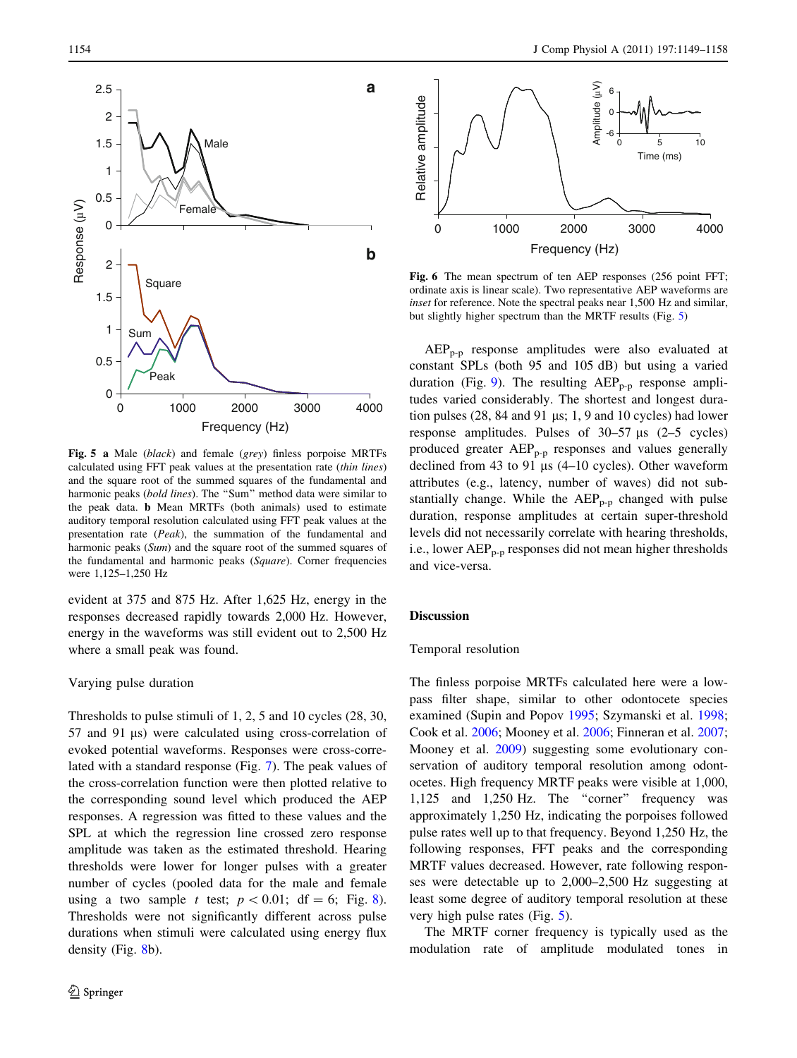**Fig. 5** **a** Male (*black*) and female (*grey*) finless porpoise MRTFs calculated using FFT peak values at the presentation rate (*thin lines*) and the square root of the summed squares of the fundamental and harmonic peaks (*bold lines*). The "Sum" method data were similar to the peak data. **b** Mean MRTFs (both animals) used to estimate auditory temporal resolution calculated using FFT peak values at the presentation rate (*Peak*), the summation of the fundamental and harmonic peaks (*Sum*) and the square root of the summed squares of the fundamental and harmonic peaks (*Square*). Corner frequencies were 1,125–1,250 Hz

evident at 375 and 875 Hz. After 1,625 Hz, energy in the responses decreased rapidly towards 2,000 Hz. However, energy in the waveforms was still evident out to 2,500 Hz where a small peak was found.

### Varying pulse duration

Thresholds to pulse stimuli of 1, 2, 5 and 10 cycles (28, 30, 57 and 91 µs) were calculated using cross-correlation of evoked potential waveforms. Responses were cross-correlated with a standard response (Fig. 7). The peak values of the cross-correlation function were then plotted relative to the corresponding sound level which produced the AEP responses. A regression was fitted to these values and the SPL at which the regression line crossed zero response amplitude was taken as the estimated threshold. Hearing thresholds were lower for longer pulses with a greater number of cycles (pooled data for the male and female using a two sample *t* test; $p < 0.01$; df = 6; Fig. 8). Thresholds were not significantly different across pulse durations when stimuli were calculated using energy flux density (Fig. 8b).

**Fig. 6** The mean spectrum of ten AEP responses (256 point FFT; ordinate axis is linear scale). Two representative AEP waveforms are *inset* for reference. Note the spectral peaks near 1,500 Hz and similar, but slightly higher spectrum than the MRTF results (Fig. 5)

$AEP_{p\text{-}p}$ response amplitudes were also evaluated at constant SPLs (both 95 and 105 dB) but using a varied duration (Fig. 9). The resulting $AEP_{p\text{-}p}$ response amplitudes varied considerably. The shortest and longest duration pulses (28, 84 and 91 µs; 1, 9 and 10 cycles) had lower response amplitudes. Pulses of 30–57 µs (2–5 cycles) produced greater $AEP_{p\text{-}p}$ responses and values generally declined from 43 to 91 µs (4–10 cycles). Other waveform attributes (e.g., latency, number of waves) did not substantially change. While the $AEP_{p\text{-}p}$ changed with pulse duration, response amplitudes at certain super-threshold levels did not necessarily correlate with hearing thresholds, i.e., lower $AEP_{p\text{-}p}$ responses did not mean higher thresholds and vice-versa.

## Discussion

### Temporal resolution

The finless porpoise MRTFs calculated here were a low-pass filter shape, similar to other odontocete species examined (Supin and Popov 1995; Szymanski et al. 1998; Cook et al. 2006; Mooney et al. 2006; Finneran et al. 2007; Mooney et al. 2009) suggesting some evolutionary conservation of auditory temporal resolution among odontocetes. High frequency MRTF peaks were visible at 1,000, 1,125 and 1,250 Hz. The "corner" frequency was approximately 1,250 Hz, indicating the porpoises followed pulse rates well up to that frequency. Beyond 1,250 Hz, the following responses, FFT peaks and the corresponding MRTF values decreased. However, rate following responses were detectable up to 2,000–2,500 Hz suggesting at least some degree of auditory temporal resolution at these very high pulse rates (Fig. 5).

The MRTF corner frequency is typically used as the modulation rate of amplitude modulated tones in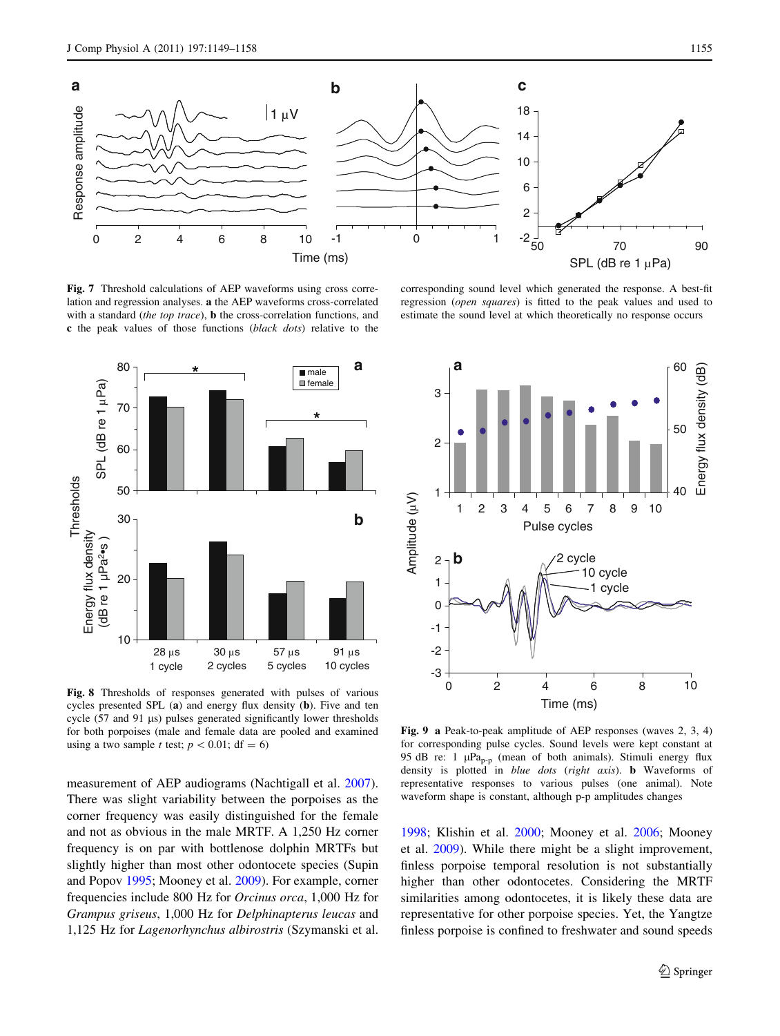**Fig. 7** Threshold calculations of AEP waveforms using cross correlation and regression analyses. **a** the AEP waveforms cross-correlated with a standard (*the top trace*), **b** the cross-correlation functions, and **c** the peak values of those functions (*black dots*) relative to the corresponding sound level which generated the response. A best-fit regression (*open squares*) is fitted to the peak values and used to estimate the sound level at which theoretically no response occurs

**Fig. 8** Thresholds of responses generated with pulses of various cycles presented SPL (**a**) and energy flux density (**b**). Five and ten cycle (57 and 91 µs) pulses generated significantly lower thresholds for both porpoises (male and female data are pooled and examined using a two sample *t* test; $p < 0.01$; df = 6)

**Fig. 9** **a** Peak-to-peak amplitude of AEP responses (waves 2, 3, 4) for corresponding pulse cycles. Sound levels were kept constant at 95 dB re: 1 $\mu Pa_{p-p}$ (mean of both animals). Stimuli energy flux density is plotted in *blue dots* (*right axis*). **b** Waveforms of representative responses to various pulses (one animal). Note waveform shape is constant, although p-p amplitudes changes

measurement of AEP audiograms (Nachtigall et al. 2007). There was slight variability between the porpoises as the corner frequency was easily distinguished for the female and not as obvious in the male MRTF. A 1,250 Hz corner frequency is on par with bottlenose dolphin MRTFs but slightly higher than most other odontocete species (Supin and Popov 1995; Mooney et al. 2009). For example, corner frequencies include 800 Hz for *Orcinus orca*, 1,000 Hz for *Grampus griseus*, 1,000 Hz for *Delphinapterus leucas* and 1,125 Hz for *Lagenorhynchus albirostris* (Szymanski et al. 1998; Klishin et al. 2000; Mooney et al. 2006; Mooney et al. 2009). While there might be a slight improvement, finless porpoise temporal resolution is not substantially higher than other odontocetes. Considering the MRTF similarities among odontocetes, it is likely these data are representative for other porpoise species. Yet, the Yangtze finless porpoise is confined to freshwater and sound speeds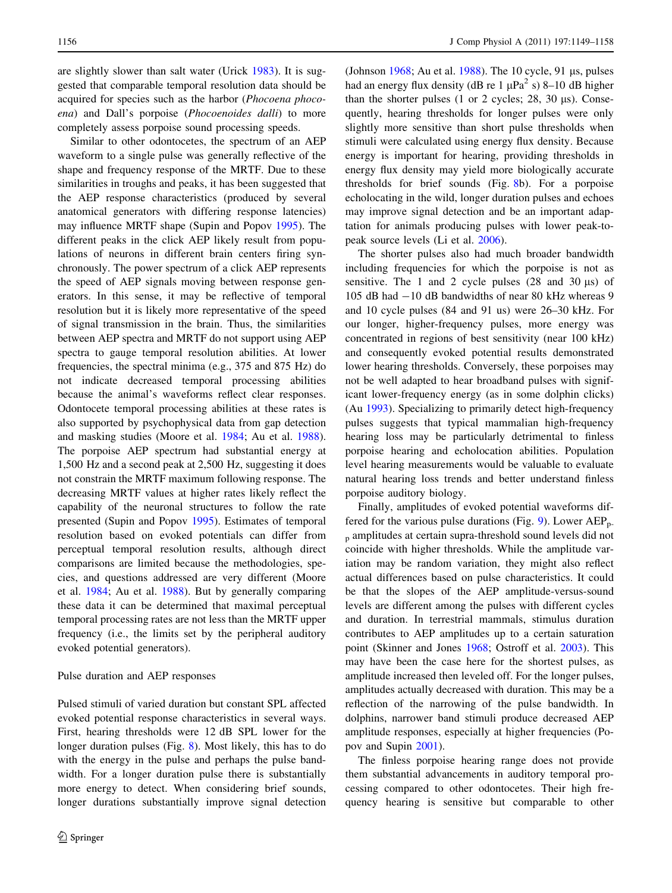are slightly slower than salt water (Urick 1983). It is suggested that comparable temporal resolution data should be acquired for species such as the harbor (*Phocoena phocoena*) and Dall's porpoise (*Phocoenoides dalli*) to more completely assess porpoise sound processing speeds.

Similar to other odontocetes, the spectrum of an AEP waveform to a single pulse was generally reflective of the shape and frequency response of the MRTF. Due to these similarities in troughs and peaks, it has been suggested that the AEP response characteristics (produced by several anatomical generators with differing response latencies) may influence MRTF shape (Supin and Popov 1995). The different peaks in the click AEP likely result from populations of neurons in different brain centers firing synchronously. The power spectrum of a click AEP represents the speed of AEP signals moving between response generators. In this sense, it may be reflective of temporal resolution but it is likely more representative of the speed of signal transmission in the brain. Thus, the similarities between AEP spectra and MRTF do not support using AEP spectra to gauge temporal resolution abilities. At lower frequencies, the spectral minima (e.g., 375 and 875 Hz) do not indicate decreased temporal processing abilities because the animal's waveforms reflect clear responses. Odontocete temporal processing abilities at these rates is also supported by psychophysical data from gap detection and masking studies (Moore et al. 1984; Au et al. 1988). The porpoise AEP spectrum had substantial energy at 1,500 Hz and a second peak at 2,500 Hz, suggesting it does not constrain the MRTF maximum following response. The decreasing MRTF values at higher rates likely reflect the capability of the neuronal structures to follow the rate presented (Supin and Popov 1995). Estimates of temporal resolution based on evoked potentials can differ from perceptual temporal resolution results, although direct comparisons are limited because the methodologies, species, and questions addressed are very different (Moore et al. 1984; Au et al. 1988). But by generally comparing these data it can be determined that maximal perceptual temporal processing rates are not less than the MRTF upper frequency (i.e., the limits set by the peripheral auditory evoked potential generators).

## Pulse duration and AEP responses

Pulsed stimuli of varied duration but constant SPL affected evoked potential response characteristics in several ways. First, hearing thresholds were 12 dB SPL lower for the longer duration pulses (Fig. 8). Most likely, this has to do with the energy in the pulse and perhaps the pulse bandwidth. For a longer duration pulse there is substantially more energy to detect. When considering brief sounds, longer durations substantially improve signal detection (Johnson 1968; Au et al. 1988). The 10 cycle, 91 μs, pulses had an energy flux density (dB re 1 $\mu Pa^2$ s) 8–10 dB higher than the shorter pulses (1 or 2 cycles; 28, 30 μs). Consequently, hearing thresholds for longer pulses were only slightly more sensitive than short pulse thresholds when stimuli were calculated using energy flux density. Because energy is important for hearing, providing thresholds in energy flux density may yield more biologically accurate thresholds for brief sounds (Fig. 8b). For a porpoise echolocating in the wild, longer duration pulses and echoes may improve signal detection and be an important adaptation for animals producing pulses with lower peak-to-peak source levels (Li et al. 2006).

The shorter pulses also had much broader bandwidth including frequencies for which the porpoise is not as sensitive. The 1 and 2 cycle pulses (28 and 30 μs) of 105 dB had −10 dB bandwidths of near 80 kHz whereas 9 and 10 cycle pulses (84 and 91 us) were 26–30 kHz. For our longer, higher-frequency pulses, more energy was concentrated in regions of best sensitivity (near 100 kHz) and consequently evoked potential results demonstrated lower hearing thresholds. Conversely, these porpoises may not be well adapted to hear broadband pulses with significant lower-frequency energy (as in some dolphin clicks) (Au 1993). Specializing to primarily detect high-frequency pulses suggests that typical mammalian high-frequency hearing loss may be particularly detrimental to finless porpoise hearing and echolocation abilities. Population level hearing measurements would be valuable to evaluate natural hearing loss trends and better understand finless porpoise auditory biology.

Finally, amplitudes of evoked potential waveforms differed for the various pulse durations (Fig. 9). Lower $AEP_{p\text{-}p}$ amplitudes at certain supra-threshold sound levels did not coincide with higher thresholds. While the amplitude variation may be random variation, they might also reflect actual differences based on pulse characteristics. It could be that the slopes of the AEP amplitude-versus-sound levels are different among the pulses with different cycles and duration. In terrestrial mammals, stimulus duration contributes to AEP amplitudes up to a certain saturation point (Skinner and Jones 1968; Ostroff et al. 2003). This may have been the case here for the shortest pulses, as amplitude increased then leveled off. For the longer pulses, amplitudes actually decreased with duration. This may be a reflection of the narrowing of the pulse bandwidth. In dolphins, narrower band stimuli produce decreased AEP amplitude responses, especially at higher frequencies (Popov and Supin 2001).

The finless porpoise hearing range does not provide them substantial advancements in auditory temporal processing compared to other odontocetes. Their high frequency hearing is sensitive but comparable to other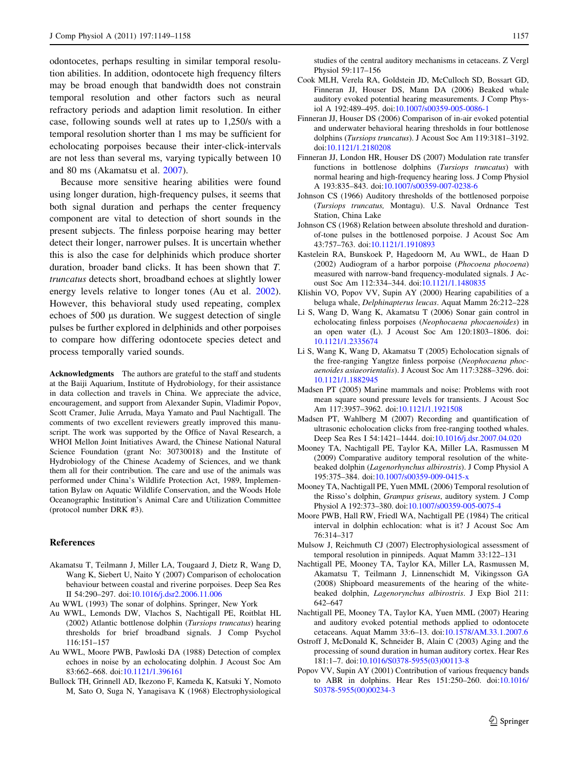odontocetes, perhaps resulting in similar temporal resolution abilities. In addition, odontocete high frequency filters may be broad enough that bandwidth does not constrain temporal resolution and other factors such as neural refractory periods and adaption limit resolution. In either case, following sounds well at rates up to 1,250/s with a temporal resolution shorter than 1 ms may be sufficient for echolocating porpoises because their inter-click-intervals are not less than several ms, varying typically between 10 and 80 ms (Akamatsu et al. 2007).

Because more sensitive hearing abilities were found using longer duration, high-frequency pulses, it seems that both signal duration and perhaps the center frequency component are vital to detection of short sounds in the present subjects. The finless porpoise hearing may better detect their longer, narrower pulses. It is uncertain whether this is also the case for delphinids which produce shorter duration, broader band clicks. It has been shown that *T. truncatus* detects short, broadband echoes at slightly lower energy levels relative to longer tones (Au et al. 2002). However, this behavioral study used repeating, complex echoes of 500 μs duration. We suggest detection of single pulses be further explored in delphinids and other porpoises to compare how differing odontocete species detect and process temporally varied sounds.

**Acknowledgments** The authors are grateful to the staff and students at the Baiji Aquarium, Institute of Hydrobiology, for their assistance in data collection and travels in China. We appreciate the advice, encouragement, and support from Alexander Supin, Vladimir Popov, Scott Cramer, Julie Arruda, Maya Yamato and Paul Nachtigall. The comments of two excellent reviewers greatly improved this manuscript. The work was supported by the Office of Naval Research, a WHOI Mellon Joint Initiatives Award, the Chinese National Natural Science Foundation (grant No: 30730018) and the Institute of Hydrobiology of the Chinese Academy of Sciences, and we thank them all for their contribution. The care and use of the animals was performed under China's Wildlife Protection Act, 1989, Implementation Bylaw on Aquatic Wildlife Conservation, and the Woods Hole Oceanographic Institution's Animal Care and Utilization Committee (protocol number DRK #3).

## References

Akamatsu T, Teilmann J, Miller LA, Tougaard J, Dietz R, Wang D, Wang K, Siebert U, Naito Y (2007) Comparison of echolocation behaviour between coastal and riverine porpoises. Deep Sea Res II 54:290–297. doi:10.1016/j.dsr2.2006.11.006

Au WWL (1993) The sonar of dolphins. Springer, New York

Au WWL, Lemonds DW, Vlachos S, Nachtigall PE, Roitblat HL (2002) Atlantic bottlenose dolphin (*Tursiops truncatus*) hearing thresholds for brief broadband signals. J Comp Psychol 116:151–157

Au WWL, Moore PWB, Pawloski DA (1988) Detection of complex echoes in noise by an echolocating dolphin. J Acoust Soc Am 83:662–668. doi:10.1121/1.396161

Bullock TH, Grinnell AD, Ikezono F, Kameda K, Katsuki Y, Nomoto M, Sato O, Suga N, Yanagisava K (1968) Electrophysiological studies of the central auditory mechanisms in cetaceans. Z Vergl Physiol 59:117–156

Cook MLH, Verela RA, Goldstein JD, McCulloch SD, Bossart GD, Finneran JJ, Houser DS, Mann DA (2006) Beaked whale auditory evoked potential hearing measurements. J Comp Physiol A 192:489–495. doi:10.1007/s00359-005-0086-1

Finneran JJ, Houser DS (2006) Comparison of in-air evoked potential and underwater behavioral hearing thresholds in four bottlenose dolphins (*Tursiops truncatus*). J Acoust Soc Am 119:3181–3192. doi:10.1121/1.2180208

Finneran JJ, London HR, Houser DS (2007) Modulation rate transfer functions in bottlenose dolphins (*Tursiops truncatus*) with normal hearing and high-frequency hearing loss. J Comp Physiol A 193:835–843. doi:10.1007/s00359-007-0238-6

Johnson CS (1966) Auditory thresholds of the bottlenosed porpoise (*Tursiops truncatus*, Montagu). U.S. Naval Ordnance Test Station, China Lake

Johnson CS (1968) Relation between absolute threshold and duration-of-tone pulses in the bottlenosed porpoise. J Acoust Soc Am 43:757–763. doi:10.1121/1.1910893

Kastelein RA, Bunskoek P, Hagedoorn M, Au WWL, de Haan D (2002) Audiogram of a harbor porpoise (*Phocoena phocoena*) measured with narrow-band frequency-modulated signals. J Acoust Soc Am 112:334–344. doi:10.1121/1.1480835

Klishin VO, Popov VV, Supin AY (2000) Hearing capabilities of a beluga whale, *Delphinapterus leucas*. Aquat Mamm 26:212–228

Li S, Wang D, Wang K, Akamatsu T (2006) Sonar gain control in echolocating finless porpoises (*Neophocaena phocaenoides*) in an open water (L). J Acoust Soc Am 120:1803–1806. doi:10.1121/1.2335674

Li S, Wang K, Wang D, Akamatsu T (2005) Echolocation signals of the free-ranging Yangtze finless porpoise (*Neophocaena phocaenoides asiaeorientalis*). J Acoust Soc Am 117:3288–3296. doi:10.1121/1.1882945

Madsen PT (2005) Marine mammals and noise: Problems with root mean square sound pressure levels for transients. J Acoust Soc Am 117:3957–3962. doi:10.1121/1.1921508

Madsen PT, Wahlberg M (2007) Recording and quantification of ultrasonic echolocation clicks from free-ranging toothed whales. Deep Sea Res I 54:1421–1444. doi:10.1016/j.dsr.2007.04.020

Mooney TA, Nachtigall PE, Taylor KA, Miller LA, Rasmussen M (2009) Comparative auditory temporal resolution of the white-beaked dolphin (*Lagenorhynchus albirostris*). J Comp Physiol A 195:375–384. doi:10.1007/s00359-009-0415-x

Mooney TA, Nachtigall PE, Yuen MML (2006) Temporal resolution of the Risso's dolphin, *Grampus griseus*, auditory system. J Comp Physiol A 192:373–380. doi:10.1007/s00359-005-0075-4

Moore PWB, Hall RW, Friedl WA, Nachtigall PE (1984) The critical interval in dolphin echlocation: what is it? J Acoust Soc Am 76:314–317

Mulsow J, Reichmuth CJ (2007) Electrophysiological assessment of temporal resolution in pinnipeds. Aquat Mamm 33:122–131

Nachtigall PE, Mooney TA, Taylor KA, Miller LA, Rasmussen M, Akamatsu T, Teilmann J, Linnenschidt M, Vikingsson GA (2008) Shipboard measurements of the hearing of the white-beaked dolphin, *Lagenorynchus albirostris*. J Exp Biol 211: 642–647

Nachtigall PE, Mooney TA, Taylor KA, Yuen MML (2007) Hearing and auditory evoked potential methods applied to odontocete cetaceans. Aquat Mamm 33:6–13. doi:10.1578/AM.33.1.2007.6

Ostroff J, McDonald K, Schneider B, Alain C (2003) Aging and the processing of sound duration in human auditory cortex. Hear Res 181:1–7. doi:10.1016/S0378-5955(03)00113-8

Popov VV, Supin AY (2001) Contribution of various frequency bands to ABR in dolphins. Hear Res 151:250–260. doi:10.1016/S0378-5955(00)00234-3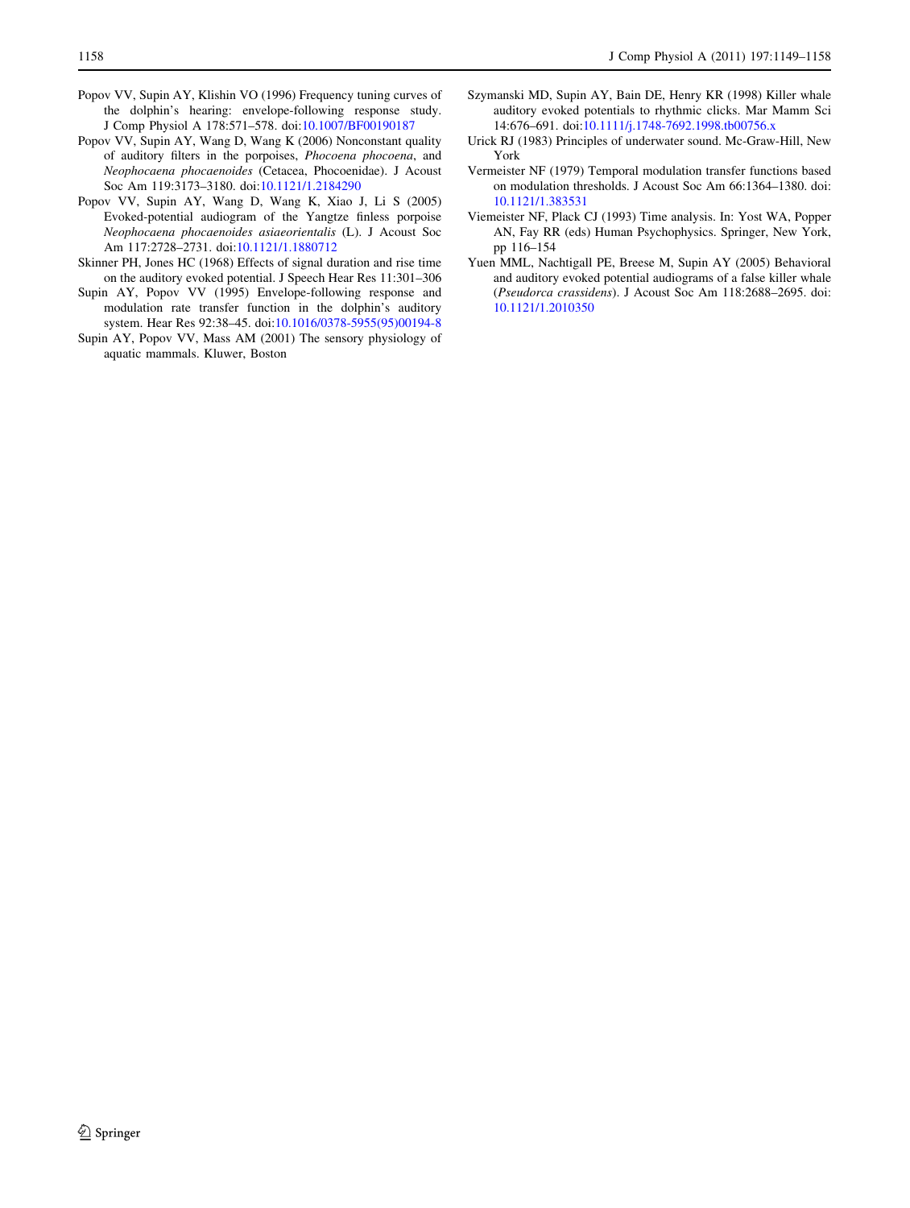Popov VV, Supin AY, Klishin VO (1996) Frequency tuning curves of the dolphin's hearing: envelope-following response study. J Comp Physiol A 178:571–578. doi:10.1007/BF00190187

Popov VV, Supin AY, Wang D, Wang K (2006) Nonconstant quality of auditory filters in the porpoises, *Phocoena phocoena*, and *Neophocaena phocaenoides* (Cetacea, Phocoenidae). J Acoust Soc Am 119:3173–3180. doi:10.1121/1.2184290

Popov VV, Supin AY, Wang D, Wang K, Xiao J, Li S (2005) Evoked-potential audiogram of the Yangtze finless porpoise *Neophocaena phocaenoides asiaeorientalis* (L). J Acoust Soc Am 117:2728–2731. doi:10.1121/1.1880712

Skinner PH, Jones HC (1968) Effects of signal duration and rise time on the auditory evoked potential. J Speech Hear Res 11:301–306

Supin AY, Popov VV (1995) Envelope-following response and modulation rate transfer function in the dolphin's auditory system. Hear Res 92:38–45. doi:10.1016/0378-5955(95)00194-8

Supin AY, Popov VV, Mass AM (2001) The sensory physiology of aquatic mammals. Kluwer, Boston

Szymanski MD, Supin AY, Bain DE, Henry KR (1998) Killer whale auditory evoked potentials to rhythmic clicks. Mar Mamm Sci 14:676–691. doi:10.1111/j.1748-7692.1998.tb00756.x

Urick RJ (1983) Principles of underwater sound. Mc-Graw-Hill, New York

Vermeister NF (1979) Temporal modulation transfer functions based on modulation thresholds. J Acoust Soc Am 66:1364–1380. doi:10.1121/1.383531

Viemeister NF, Plack CJ (1993) Time analysis. In: Yost WA, Popper AN, Fay RR (eds) Human Psychophysics. Springer, New York, pp 116–154

Yuen MML, Nachtigall PE, Breese M, Supin AY (2005) Behavioral and auditory evoked potential audiograms of a false killer whale (*Pseudorca crassidens*). J Acoust Soc Am 118:2688–2695. doi:10.1121/1.2010350